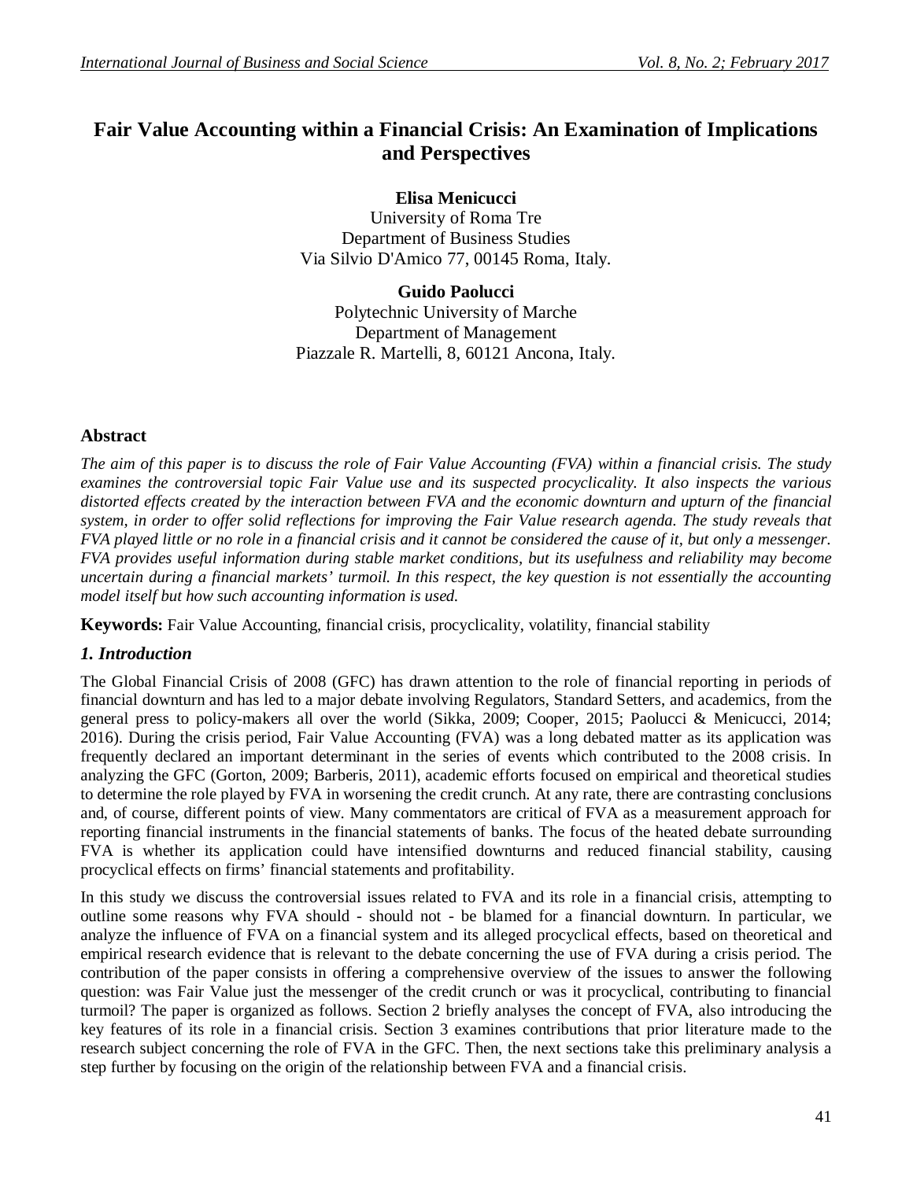# Fair Value Accounting within a Financial Crisis: An Examination of Implications and Perspectives

**Elisa Menicucci**
University of Roma Tre
Department of Business Studies
Via Silvio D'Amico 77, 00145 Roma, Italy.

**Guido Paolucci**
Polytechnic University of Marche
Department of Management
Piazzale R. Martelli, 8, 60121 Ancona, Italy.

## Abstract

*The aim of this paper is to discuss the role of Fair Value Accounting (FVA) within a financial crisis. The study examines the controversial topic Fair Value use and its suspected procyclicality. It also inspects the various distorted effects created by the interaction between FVA and the economic downturn and upturn of the financial system, in order to offer solid reflections for improving the Fair Value research agenda. The study reveals that FVA played little or no role in a financial crisis and it cannot be considered the cause of it, but only a messenger. FVA provides useful information during stable market conditions, but its usefulness and reliability may become uncertain during a financial markets' turmoil. In this respect, the key question is not essentially the accounting model itself but how such accounting information is used.*

**Keywords:** Fair Value Accounting, financial crisis, procyclicality, volatility, financial stability

## *1. Introduction*

The Global Financial Crisis of 2008 (GFC) has drawn attention to the role of financial reporting in periods of financial downturn and has led to a major debate involving Regulators, Standard Setters, and academics, from the general press to policy-makers all over the world (Sikka, 2009; Cooper, 2015; Paolucci & Menicucci, 2014; 2016). During the crisis period, Fair Value Accounting (FVA) was a long debated matter as its application was frequently declared an important determinant in the series of events which contributed to the 2008 crisis. In analyzing the GFC (Gorton, 2009; Barberis, 2011), academic efforts focused on empirical and theoretical studies to determine the role played by FVA in worsening the credit crunch. At any rate, there are contrasting conclusions and, of course, different points of view. Many commentators are critical of FVA as a measurement approach for reporting financial instruments in the financial statements of banks. The focus of the heated debate surrounding FVA is whether its application could have intensified downturns and reduced financial stability, causing procyclical effects on firms' financial statements and profitability.

In this study we discuss the controversial issues related to FVA and its role in a financial crisis, attempting to outline some reasons why FVA should - should not - be blamed for a financial downturn. In particular, we analyze the influence of FVA on a financial system and its alleged procyclical effects, based on theoretical and empirical research evidence that is relevant to the debate concerning the use of FVA during a crisis period. The contribution of the paper consists in offering a comprehensive overview of the issues to answer the following question: was Fair Value just the messenger of the credit crunch or was it procyclical, contributing to financial turmoil? The paper is organized as follows. Section 2 briefly analyses the concept of FVA, also introducing the key features of its role in a financial crisis. Section 3 examines contributions that prior literature made to the research subject concerning the role of FVA in the GFC. Then, the next sections take this preliminary analysis a step further by focusing on the origin of the relationship between FVA and a financial crisis.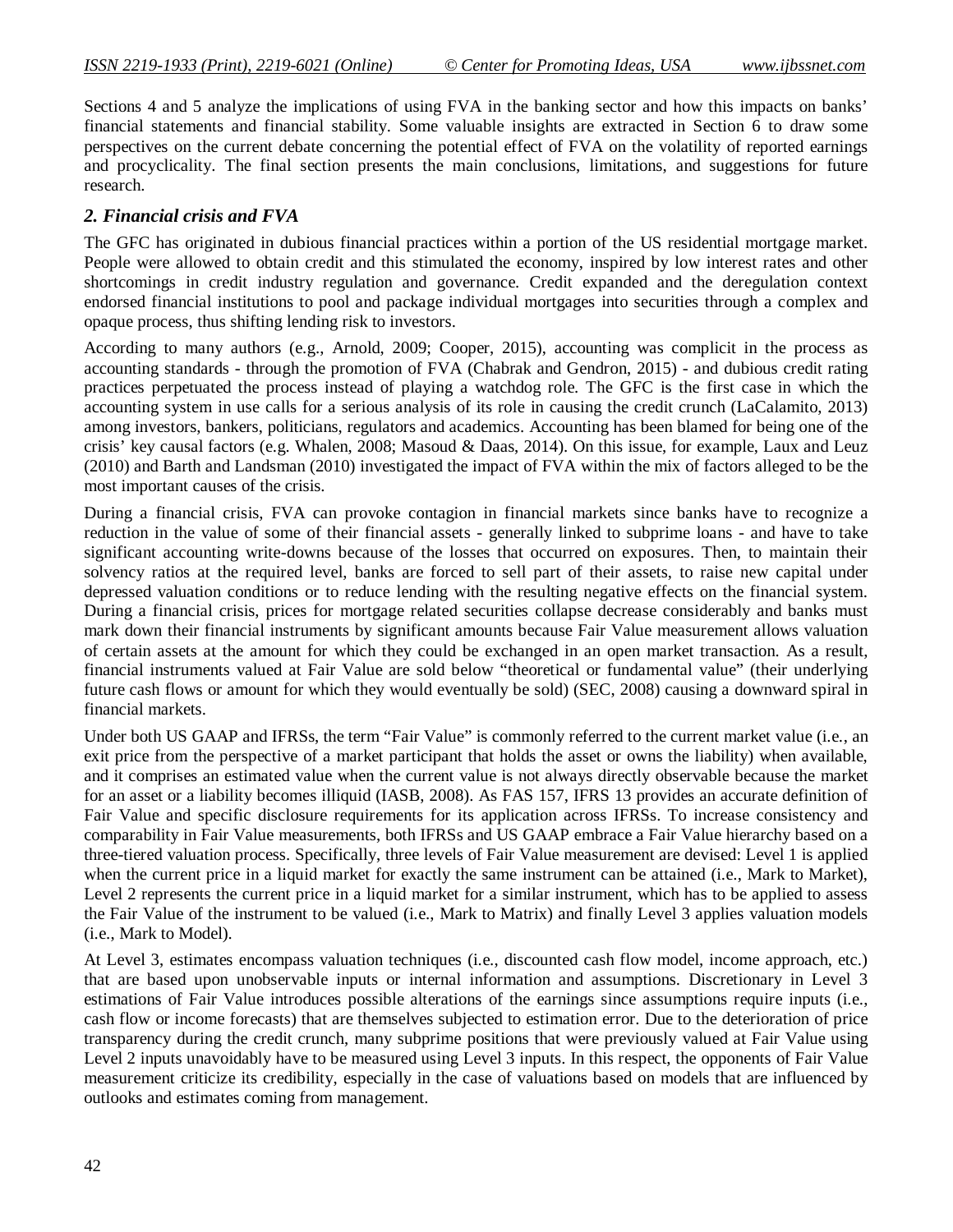Sections 4 and 5 analyze the implications of using FVA in the banking sector and how this impacts on banks' financial statements and financial stability. Some valuable insights are extracted in Section 6 to draw some perspectives on the current debate concerning the potential effect of FVA on the volatility of reported earnings and procyclicality. The final section presents the main conclusions, limitations, and suggestions for future research.

## *2. Financial crisis and FVA*

The GFC has originated in dubious financial practices within a portion of the US residential mortgage market. People were allowed to obtain credit and this stimulated the economy, inspired by low interest rates and other shortcomings in credit industry regulation and governance. Credit expanded and the deregulation context endorsed financial institutions to pool and package individual mortgages into securities through a complex and opaque process, thus shifting lending risk to investors.

According to many authors (e.g., Arnold, 2009; Cooper, 2015), accounting was complicit in the process as accounting standards - through the promotion of FVA (Chabrak and Gendron, 2015) - and dubious credit rating practices perpetuated the process instead of playing a watchdog role. The GFC is the first case in which the accounting system in use calls for a serious analysis of its role in causing the credit crunch (LaCalamito, 2013) among investors, bankers, politicians, regulators and academics. Accounting has been blamed for being one of the crisis' key causal factors (e.g. Whalen, 2008; Masoud & Daas, 2014). On this issue, for example, Laux and Leuz (2010) and Barth and Landsman (2010) investigated the impact of FVA within the mix of factors alleged to be the most important causes of the crisis.

During a financial crisis, FVA can provoke contagion in financial markets since banks have to recognize a reduction in the value of some of their financial assets - generally linked to subprime loans - and have to take significant accounting write-downs because of the losses that occurred on exposures. Then, to maintain their solvency ratios at the required level, banks are forced to sell part of their assets, to raise new capital under depressed valuation conditions or to reduce lending with the resulting negative effects on the financial system. During a financial crisis, prices for mortgage related securities collapse decrease considerably and banks must mark down their financial instruments by significant amounts because Fair Value measurement allows valuation of certain assets at the amount for which they could be exchanged in an open market transaction. As a result, financial instruments valued at Fair Value are sold below "theoretical or fundamental value" (their underlying future cash flows or amount for which they would eventually be sold) (SEC, 2008) causing a downward spiral in financial markets.

Under both US GAAP and IFRSs, the term "Fair Value" is commonly referred to the current market value (i.e., an exit price from the perspective of a market participant that holds the asset or owns the liability) when available, and it comprises an estimated value when the current value is not always directly observable because the market for an asset or a liability becomes illiquid (IASB, 2008). As FAS 157, IFRS 13 provides an accurate definition of Fair Value and specific disclosure requirements for its application across IFRSs. To increase consistency and comparability in Fair Value measurements, both IFRSs and US GAAP embrace a Fair Value hierarchy based on a three-tiered valuation process. Specifically, three levels of Fair Value measurement are devised: Level 1 is applied when the current price in a liquid market for exactly the same instrument can be attained (i.e., Mark to Market), Level 2 represents the current price in a liquid market for a similar instrument, which has to be applied to assess the Fair Value of the instrument to be valued (i.e., Mark to Matrix) and finally Level 3 applies valuation models (i.e., Mark to Model).

At Level 3, estimates encompass valuation techniques (i.e., discounted cash flow model, income approach, etc.) that are based upon unobservable inputs or internal information and assumptions. Discretionary in Level 3 estimations of Fair Value introduces possible alterations of the earnings since assumptions require inputs (i.e., cash flow or income forecasts) that are themselves subjected to estimation error. Due to the deterioration of price transparency during the credit crunch, many subprime positions that were previously valued at Fair Value using Level 2 inputs unavoidably have to be measured using Level 3 inputs. In this respect, the opponents of Fair Value measurement criticize its credibility, especially in the case of valuations based on models that are influenced by outlooks and estimates coming from management.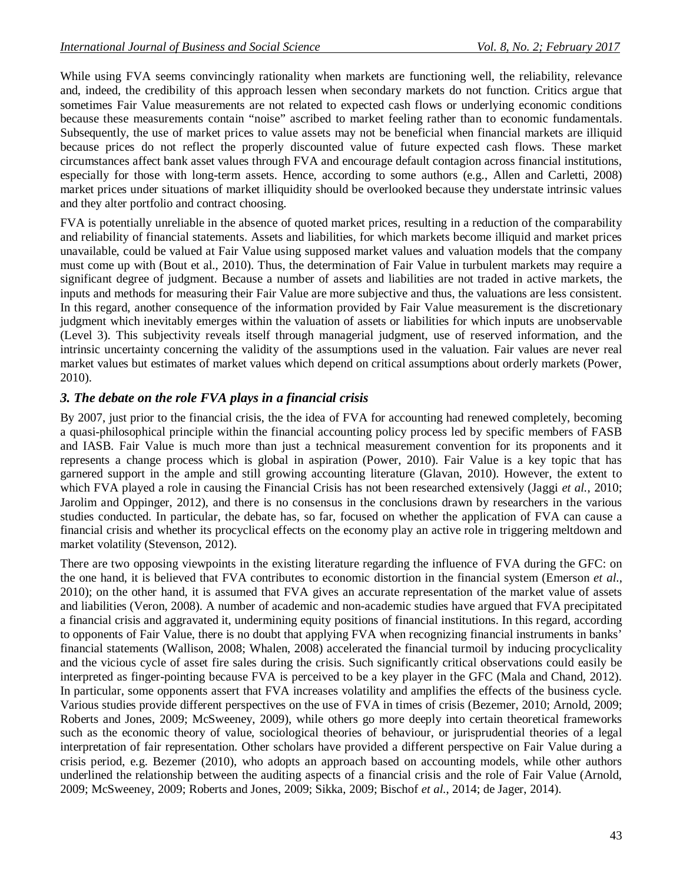While using FVA seems convincingly rationality when markets are functioning well, the reliability, relevance and, indeed, the credibility of this approach lessen when secondary markets do not function. Critics argue that sometimes Fair Value measurements are not related to expected cash flows or underlying economic conditions because these measurements contain "noise" ascribed to market feeling rather than to economic fundamentals. Subsequently, the use of market prices to value assets may not be beneficial when financial markets are illiquid because prices do not reflect the properly discounted value of future expected cash flows. These market circumstances affect bank asset values through FVA and encourage default contagion across financial institutions, especially for those with long-term assets. Hence, according to some authors (e.g., Allen and Carletti, 2008) market prices under situations of market illiquidity should be overlooked because they understate intrinsic values and they alter portfolio and contract choosing.

FVA is potentially unreliable in the absence of quoted market prices, resulting in a reduction of the comparability and reliability of financial statements. Assets and liabilities, for which markets become illiquid and market prices unavailable, could be valued at Fair Value using supposed market values and valuation models that the company must come up with (Bout et al., 2010). Thus, the determination of Fair Value in turbulent markets may require a significant degree of judgment. Because a number of assets and liabilities are not traded in active markets, the inputs and methods for measuring their Fair Value are more subjective and thus, the valuations are less consistent. In this regard, another consequence of the information provided by Fair Value measurement is the discretionary judgment which inevitably emerges within the valuation of assets or liabilities for which inputs are unobservable (Level 3). This subjectivity reveals itself through managerial judgment, use of reserved information, and the intrinsic uncertainty concerning the validity of the assumptions used in the valuation. Fair values are never real market values but estimates of market values which depend on critical assumptions about orderly markets (Power, 2010).

## *3. The debate on the role FVA plays in a financial crisis*

By 2007, just prior to the financial crisis, the the idea of FVA for accounting had renewed completely, becoming a quasi-philosophical principle within the financial accounting policy process led by specific members of FASB and IASB. Fair Value is much more than just a technical measurement convention for its proponents and it represents a change process which is global in aspiration (Power, 2010). Fair Value is a key topic that has garnered support in the ample and still growing accounting literature (Glavan, 2010). However, the extent to which FVA played a role in causing the Financial Crisis has not been researched extensively (Jaggi *et al.*, 2010; Jarolim and Oppinger, 2012), and there is no consensus in the conclusions drawn by researchers in the various studies conducted. In particular, the debate has, so far, focused on whether the application of FVA can cause a financial crisis and whether its procyclical effects on the economy play an active role in triggering meltdown and market volatility (Stevenson, 2012).

There are two opposing viewpoints in the existing literature regarding the influence of FVA during the GFC: on the one hand, it is believed that FVA contributes to economic distortion in the financial system (Emerson *et al.*, 2010); on the other hand, it is assumed that FVA gives an accurate representation of the market value of assets and liabilities (Veron, 2008). A number of academic and non-academic studies have argued that FVA precipitated a financial crisis and aggravated it, undermining equity positions of financial institutions. In this regard, according to opponents of Fair Value, there is no doubt that applying FVA when recognizing financial instruments in banks' financial statements (Wallison, 2008; Whalen, 2008) accelerated the financial turmoil by inducing procyclicality and the vicious cycle of asset fire sales during the crisis. Such significantly critical observations could easily be interpreted as finger-pointing because FVA is perceived to be a key player in the GFC (Mala and Chand, 2012). In particular, some opponents assert that FVA increases volatility and amplifies the effects of the business cycle. Various studies provide different perspectives on the use of FVA in times of crisis (Bezemer, 2010; Arnold, 2009; Roberts and Jones, 2009; McSweeney, 2009), while others go more deeply into certain theoretical frameworks such as the economic theory of value, sociological theories of behaviour, or jurisprudential theories of a legal interpretation of fair representation. Other scholars have provided a different perspective on Fair Value during a crisis period, e.g. Bezemer (2010), who adopts an approach based on accounting models, while other authors underlined the relationship between the auditing aspects of a financial crisis and the role of Fair Value (Arnold, 2009; McSweeney, 2009; Roberts and Jones, 2009; Sikka, 2009; Bischof *et al.*, 2014; de Jager, 2014).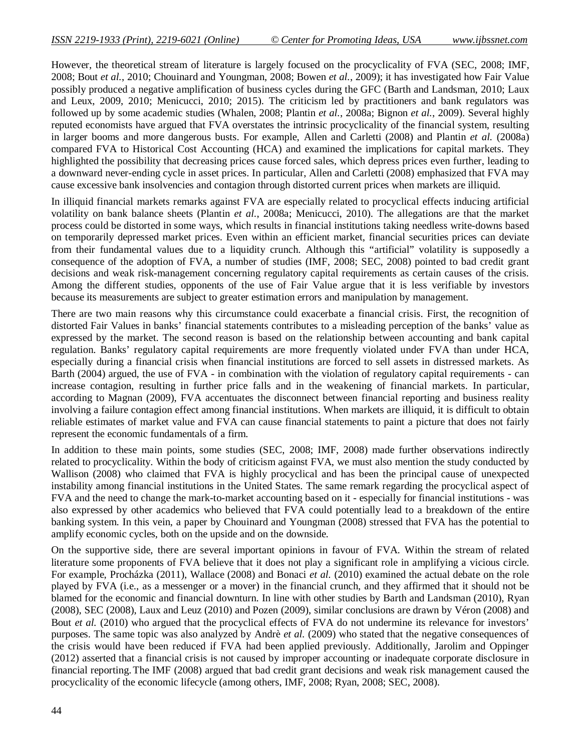However, the theoretical stream of literature is largely focused on the procyclicality of FVA (SEC, 2008; IMF, 2008; Bout *et al.*, 2010; Chouinard and Youngman, 2008; Bowen *et al.*, 2009); it has investigated how Fair Value possibly produced a negative amplification of business cycles during the GFC (Barth and Landsman, 2010; Laux and Leux, 2009, 2010; Menicucci, 2010; 2015). The criticism led by practitioners and bank regulators was followed up by some academic studies (Whalen, 2008; Plantin *et al.*, 2008a; Bignon *et al.*, 2009). Several highly reputed economists have argued that FVA overstates the intrinsic procyclicality of the financial system, resulting in larger booms and more dangerous busts. For example, Allen and Carletti (2008) and Plantin *et al.* (2008a) compared FVA to Historical Cost Accounting (HCA) and examined the implications for capital markets. They highlighted the possibility that decreasing prices cause forced sales, which depress prices even further, leading to a downward never-ending cycle in asset prices. In particular, Allen and Carletti (2008) emphasized that FVA may cause excessive bank insolvencies and contagion through distorted current prices when markets are illiquid.

In illiquid financial markets remarks against FVA are especially related to procyclical effects inducing artificial volatility on bank balance sheets (Plantin *et al.*, 2008a; Menicucci, 2010). The allegations are that the market process could be distorted in some ways, which results in financial institutions taking needless write-downs based on temporarily depressed market prices. Even within an efficient market, financial securities prices can deviate from their fundamental values due to a liquidity crunch. Although this "artificial" volatility is supposedly a consequence of the adoption of FVA, a number of studies (IMF, 2008; SEC, 2008) pointed to bad credit grant decisions and weak risk-management concerning regulatory capital requirements as certain causes of the crisis. Among the different studies, opponents of the use of Fair Value argue that it is less verifiable by investors because its measurements are subject to greater estimation errors and manipulation by management.

There are two main reasons why this circumstance could exacerbate a financial crisis. First, the recognition of distorted Fair Values in banks' financial statements contributes to a misleading perception of the banks' value as expressed by the market. The second reason is based on the relationship between accounting and bank capital regulation. Banks' regulatory capital requirements are more frequently violated under FVA than under HCA, especially during a financial crisis when financial institutions are forced to sell assets in distressed markets. As Barth (2004) argued, the use of FVA - in combination with the violation of regulatory capital requirements - can increase contagion, resulting in further price falls and in the weakening of financial markets. In particular, according to Magnan (2009), FVA accentuates the disconnect between financial reporting and business reality involving a failure contagion effect among financial institutions. When markets are illiquid, it is difficult to obtain reliable estimates of market value and FVA can cause financial statements to paint a picture that does not fairly represent the economic fundamentals of a firm.

In addition to these main points, some studies (SEC, 2008; IMF, 2008) made further observations indirectly related to procyclicality. Within the body of criticism against FVA, we must also mention the study conducted by Wallison (2008) who claimed that FVA is highly procyclical and has been the principal cause of unexpected instability among financial institutions in the United States. The same remark regarding the procyclical aspect of FVA and the need to change the mark-to-market accounting based on it - especially for financial institutions - was also expressed by other academics who believed that FVA could potentially lead to a breakdown of the entire banking system. In this vein, a paper by Chouinard and Youngman (2008) stressed that FVA has the potential to amplify economic cycles, both on the upside and on the downside.

On the supportive side, there are several important opinions in favour of FVA. Within the stream of related literature some proponents of FVA believe that it does not play a significant role in amplifying a vicious circle. For example, Procházka (2011), Wallace (2008) and Bonaci *et al.* (2010) examined the actual debate on the role played by FVA (i.e., as a messenger or a mover) in the financial crunch, and they affirmed that it should not be blamed for the economic and financial downturn. In line with other studies by Barth and Landsman (2010), Ryan (2008), SEC (2008), Laux and Leuz (2010) and Pozen (2009), similar conclusions are drawn by Véron (2008) and Bout *et al.* (2010) who argued that the procyclical effects of FVA do not undermine its relevance for investors' purposes. The same topic was also analyzed by Andrè *et al.* (2009) who stated that the negative consequences of the crisis would have been reduced if FVA had been applied previously. Additionally, Jarolim and Oppinger (2012) asserted that a financial crisis is not caused by improper accounting or inadequate corporate disclosure in financial reporting. The IMF (2008) argued that bad credit grant decisions and weak risk management caused the procyclicality of the economic lifecycle (among others, IMF, 2008; Ryan, 2008; SEC, 2008).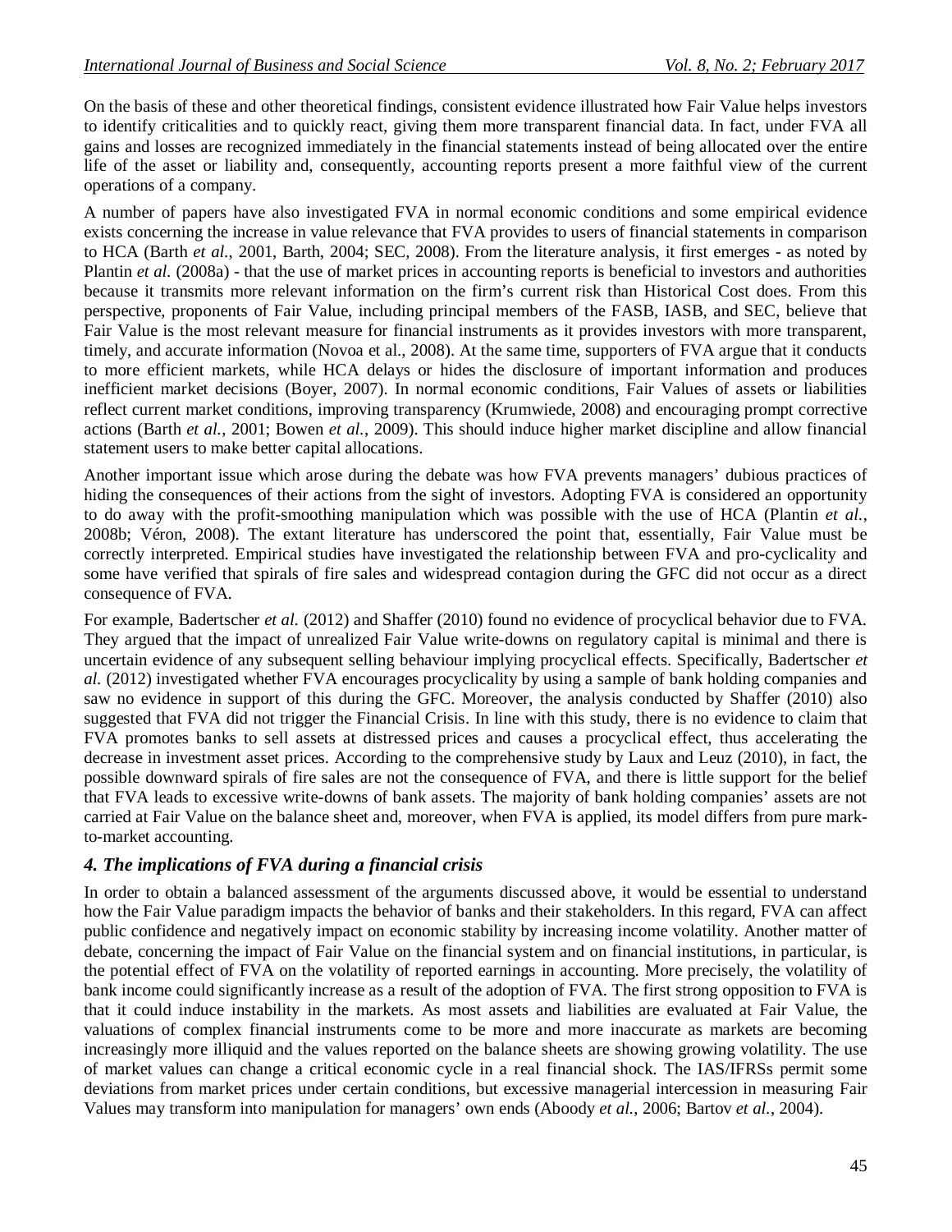On the basis of these and other theoretical findings, consistent evidence illustrated how Fair Value helps investors to identify criticalities and to quickly react, giving them more transparent financial data. In fact, under FVA all gains and losses are recognized immediately in the financial statements instead of being allocated over the entire life of the asset or liability and, consequently, accounting reports present a more faithful view of the current operations of a company.

A number of papers have also investigated FVA in normal economic conditions and some empirical evidence exists concerning the increase in value relevance that FVA provides to users of financial statements in comparison to HCA (Barth *et al.*, 2001, Barth, 2004; SEC, 2008). From the literature analysis, it first emerges - as noted by Plantin *et al.* (2008a) - that the use of market prices in accounting reports is beneficial to investors and authorities because it transmits more relevant information on the firm's current risk than Historical Cost does. From this perspective, proponents of Fair Value, including principal members of the FASB, IASB, and SEC, believe that Fair Value is the most relevant measure for financial instruments as it provides investors with more transparent, timely, and accurate information (Novoa et al., 2008). At the same time, supporters of FVA argue that it conducts to more efficient markets, while HCA delays or hides the disclosure of important information and produces inefficient market decisions (Boyer, 2007). In normal economic conditions, Fair Values of assets or liabilities reflect current market conditions, improving transparency (Krumwiede, 2008) and encouraging prompt corrective actions (Barth *et al.*, 2001; Bowen *et al.*, 2009). This should induce higher market discipline and allow financial statement users to make better capital allocations.

Another important issue which arose during the debate was how FVA prevents managers' dubious practices of hiding the consequences of their actions from the sight of investors. Adopting FVA is considered an opportunity to do away with the profit-smoothing manipulation which was possible with the use of HCA (Plantin *et al.*, 2008b; Véron, 2008). The extant literature has underscored the point that, essentially, Fair Value must be correctly interpreted. Empirical studies have investigated the relationship between FVA and pro-cyclicality and some have verified that spirals of fire sales and widespread contagion during the GFC did not occur as a direct consequence of FVA.

For example, Badertscher *et al.* (2012) and Shaffer (2010) found no evidence of procyclical behavior due to FVA. They argued that the impact of unrealized Fair Value write-downs on regulatory capital is minimal and there is uncertain evidence of any subsequent selling behaviour implying procyclical effects. Specifically, Badertscher *et al.* (2012) investigated whether FVA encourages procyclicality by using a sample of bank holding companies and saw no evidence in support of this during the GFC. Moreover, the analysis conducted by Shaffer (2010) also suggested that FVA did not trigger the Financial Crisis. In line with this study, there is no evidence to claim that FVA promotes banks to sell assets at distressed prices and causes a procyclical effect, thus accelerating the decrease in investment asset prices. According to the comprehensive study by Laux and Leuz (2010), in fact, the possible downward spirals of fire sales are not the consequence of FVA, and there is little support for the belief that FVA leads to excessive write-downs of bank assets. The majority of bank holding companies' assets are not carried at Fair Value on the balance sheet and, moreover, when FVA is applied, its model differs from pure mark-to-market accounting.

### *4. The implications of FVA during a financial crisis*

In order to obtain a balanced assessment of the arguments discussed above, it would be essential to understand how the Fair Value paradigm impacts the behavior of banks and their stakeholders. In this regard, FVA can affect public confidence and negatively impact on economic stability by increasing income volatility. Another matter of debate, concerning the impact of Fair Value on the financial system and on financial institutions, in particular, is the potential effect of FVA on the volatility of reported earnings in accounting. More precisely, the volatility of bank income could significantly increase as a result of the adoption of FVA. The first strong opposition to FVA is that it could induce instability in the markets. As most assets and liabilities are evaluated at Fair Value, the valuations of complex financial instruments come to be more and more inaccurate as markets are becoming increasingly more illiquid and the values reported on the balance sheets are showing growing volatility. The use of market values can change a critical economic cycle in a real financial shock. The IAS/IFRSs permit some deviations from market prices under certain conditions, but excessive managerial intercession in measuring Fair Values may transform into manipulation for managers' own ends (Aboody *et al.*, 2006; Bartov *et al.*, 2004).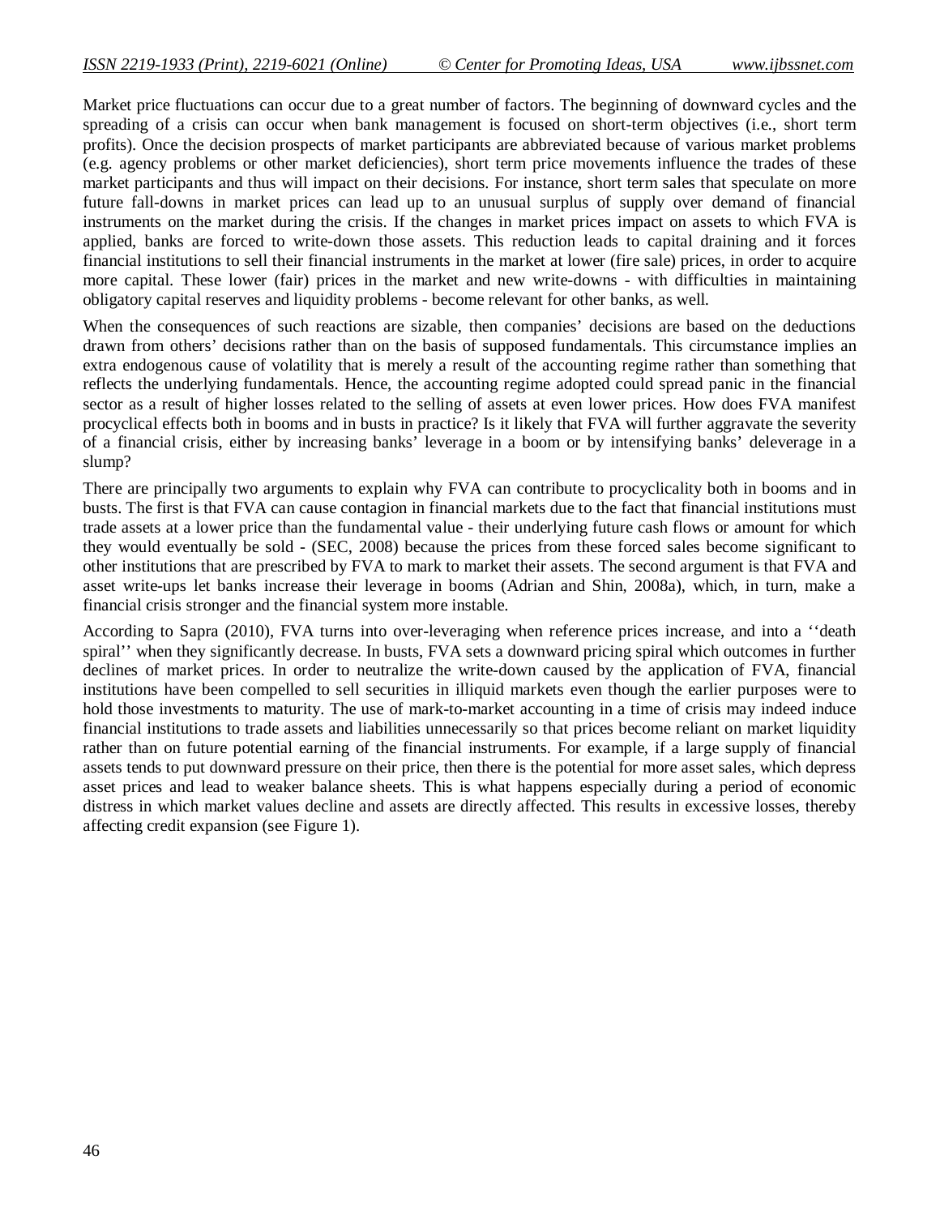Market price fluctuations can occur due to a great number of factors. The beginning of downward cycles and the spreading of a crisis can occur when bank management is focused on short-term objectives (i.e., short term profits). Once the decision prospects of market participants are abbreviated because of various market problems (e.g. agency problems or other market deficiencies), short term price movements influence the trades of these market participants and thus will impact on their decisions. For instance, short term sales that speculate on more future fall-downs in market prices can lead up to an unusual surplus of supply over demand of financial instruments on the market during the crisis. If the changes in market prices impact on assets to which FVA is applied, banks are forced to write-down those assets. This reduction leads to capital draining and it forces financial institutions to sell their financial instruments in the market at lower (fire sale) prices, in order to acquire more capital. These lower (fair) prices in the market and new write-downs - with difficulties in maintaining obligatory capital reserves and liquidity problems - become relevant for other banks, as well.

When the consequences of such reactions are sizable, then companies' decisions are based on the deductions drawn from others' decisions rather than on the basis of supposed fundamentals. This circumstance implies an extra endogenous cause of volatility that is merely a result of the accounting regime rather than something that reflects the underlying fundamentals. Hence, the accounting regime adopted could spread panic in the financial sector as a result of higher losses related to the selling of assets at even lower prices. How does FVA manifest procyclical effects both in booms and in busts in practice? Is it likely that FVA will further aggravate the severity of a financial crisis, either by increasing banks' leverage in a boom or by intensifying banks' deleverage in a slump?

There are principally two arguments to explain why FVA can contribute to procyclicality both in booms and in busts. The first is that FVA can cause contagion in financial markets due to the fact that financial institutions must trade assets at a lower price than the fundamental value - their underlying future cash flows or amount for which they would eventually be sold - (SEC, 2008) because the prices from these forced sales become significant to other institutions that are prescribed by FVA to mark to market their assets. The second argument is that FVA and asset write-ups let banks increase their leverage in booms (Adrian and Shin, 2008a), which, in turn, make a financial crisis stronger and the financial system more instable.

According to Sapra (2010), FVA turns into over-leveraging when reference prices increase, and into a ''death spiral'' when they significantly decrease. In busts, FVA sets a downward pricing spiral which outcomes in further declines of market prices. In order to neutralize the write-down caused by the application of FVA, financial institutions have been compelled to sell securities in illiquid markets even though the earlier purposes were to hold those investments to maturity. The use of mark-to-market accounting in a time of crisis may indeed induce financial institutions to trade assets and liabilities unnecessarily so that prices become reliant on market liquidity rather than on future potential earning of the financial instruments. For example, if a large supply of financial assets tends to put downward pressure on their price, then there is the potential for more asset sales, which depress asset prices and lead to weaker balance sheets. This is what happens especially during a period of economic distress in which market values decline and assets are directly affected. This results in excessive losses, thereby affecting credit expansion (see Figure 1).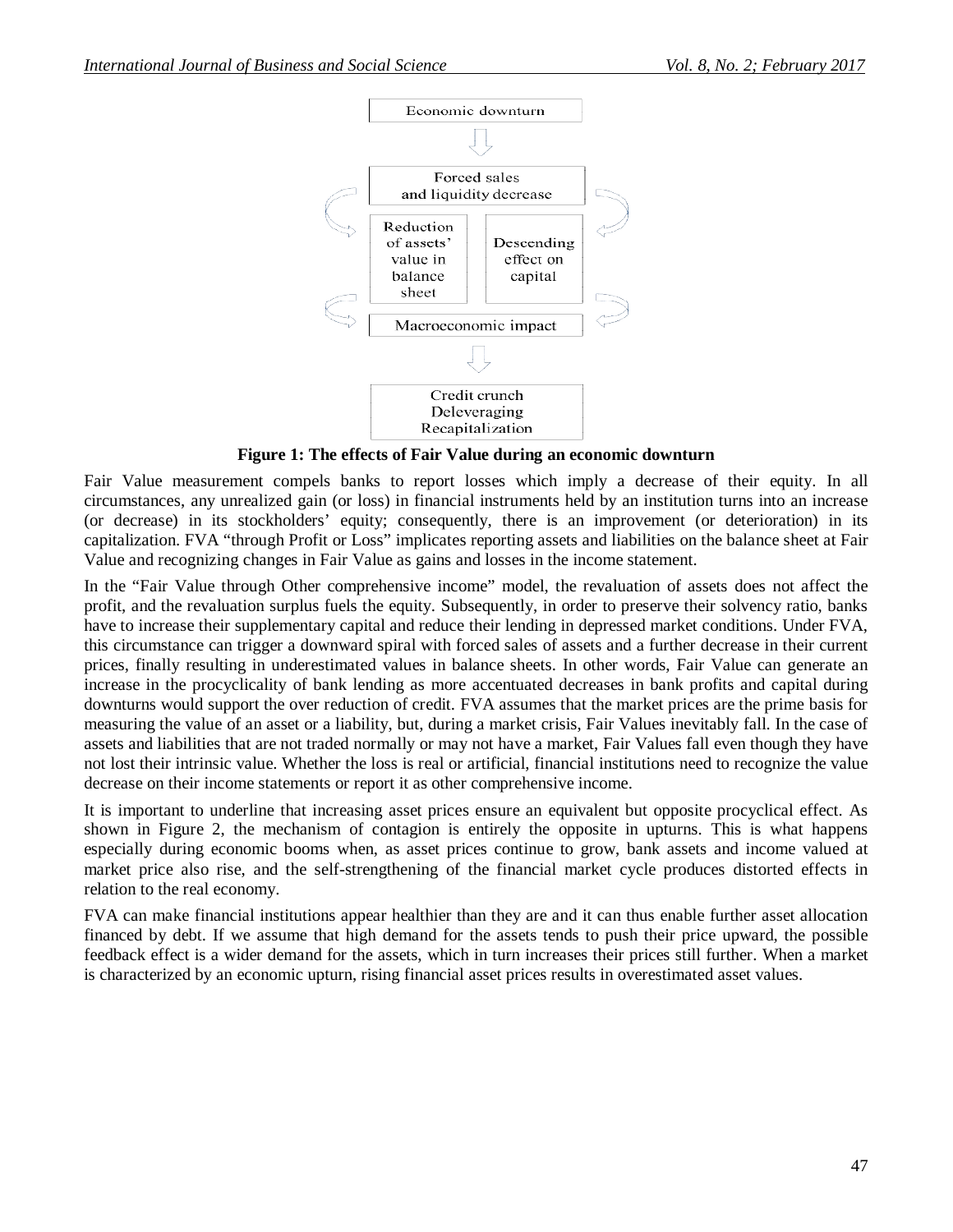Economic downturn

Forced sales and liquidity decrease

Reduction of assets' value in balance sheet

Descending effect on capital

Macroeconomic impact

Credit crunch
Deleveraging
Recapitalization

**Figure 1: The effects of Fair Value during an economic downturn**

Fair Value measurement compels banks to report losses which imply a decrease of their equity. In all circumstances, any unrealized gain (or loss) in financial instruments held by an institution turns into an increase (or decrease) in its stockholders' equity; consequently, there is an improvement (or deterioration) in its capitalization. FVA "through Profit or Loss" implicates reporting assets and liabilities on the balance sheet at Fair Value and recognizing changes in Fair Value as gains and losses in the income statement.

In the "Fair Value through Other comprehensive income" model, the revaluation of assets does not affect the profit, and the revaluation surplus fuels the equity. Subsequently, in order to preserve their solvency ratio, banks have to increase their supplementary capital and reduce their lending in depressed market conditions. Under FVA, this circumstance can trigger a downward spiral with forced sales of assets and a further decrease in their current prices, finally resulting in underestimated values in balance sheets. In other words, Fair Value can generate an increase in the procyclicality of bank lending as more accentuated decreases in bank profits and capital during downturns would support the over reduction of credit. FVA assumes that the market prices are the prime basis for measuring the value of an asset or a liability, but, during a market crisis, Fair Values inevitably fall. In the case of assets and liabilities that are not traded normally or may not have a market, Fair Values fall even though they have not lost their intrinsic value. Whether the loss is real or artificial, financial institutions need to recognize the value decrease on their income statements or report it as other comprehensive income.

It is important to underline that increasing asset prices ensure an equivalent but opposite procyclical effect. As shown in Figure 2, the mechanism of contagion is entirely the opposite in upturns. This is what happens especially during economic booms when, as asset prices continue to grow, bank assets and income valued at market price also rise, and the self-strengthening of the financial market cycle produces distorted effects in relation to the real economy.

FVA can make financial institutions appear healthier than they are and it can thus enable further asset allocation financed by debt. If we assume that high demand for the assets tends to push their price upward, the possible feedback effect is a wider demand for the assets, which in turn increases their prices still further. When a market is characterized by an economic upturn, rising financial asset prices results in overestimated asset values.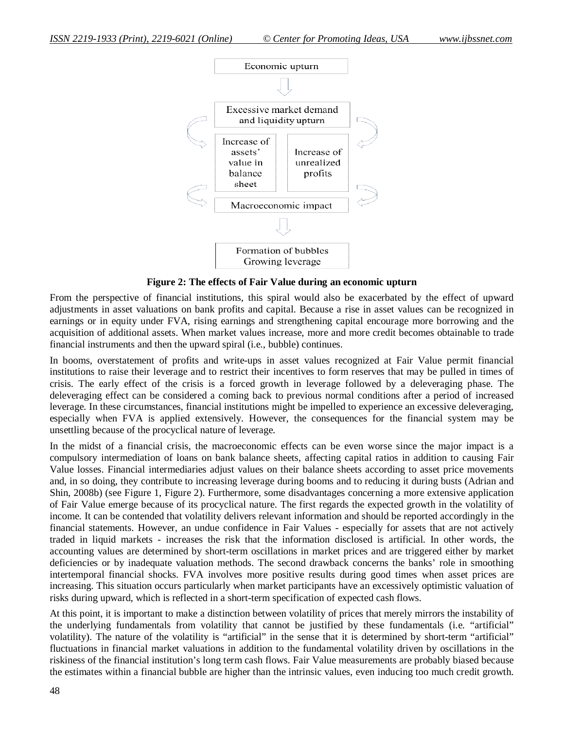Economic upturn

Excessive market demand and liquidity upturn

Increase of assets' value in balance sheet

Increase of unrealized profits

Macroeconomic impact

Formation of bubbles
Growing leverage

**Figure 2: The effects of Fair Value during an economic upturn**

From the perspective of financial institutions, this spiral would also be exacerbated by the effect of upward adjustments in asset valuations on bank profits and capital. Because a rise in asset values can be recognized in earnings or in equity under FVA, rising earnings and strengthening capital encourage more borrowing and the acquisition of additional assets. When market values increase, more and more credit becomes obtainable to trade financial instruments and then the upward spiral (i.e., bubble) continues.

In booms, overstatement of profits and write-ups in asset values recognized at Fair Value permit financial institutions to raise their leverage and to restrict their incentives to form reserves that may be pulled in times of crisis. The early effect of the crisis is a forced growth in leverage followed by a deleveraging phase. The deleveraging effect can be considered a coming back to previous normal conditions after a period of increased leverage. In these circumstances, financial institutions might be impelled to experience an excessive deleveraging, especially when FVA is applied extensively. However, the consequences for the financial system may be unsettling because of the procyclical nature of leverage.

In the midst of a financial crisis, the macroeconomic effects can be even worse since the major impact is a compulsory intermediation of loans on bank balance sheets, affecting capital ratios in addition to causing Fair Value losses. Financial intermediaries adjust values on their balance sheets according to asset price movements and, in so doing, they contribute to increasing leverage during booms and to reducing it during busts (Adrian and Shin, 2008b) (see Figure 1, Figure 2). Furthermore, some disadvantages concerning a more extensive application of Fair Value emerge because of its procyclical nature. The first regards the expected growth in the volatility of income. It can be contended that volatility delivers relevant information and should be reported accordingly in the financial statements. However, an undue confidence in Fair Values - especially for assets that are not actively traded in liquid markets - increases the risk that the information disclosed is artificial. In other words, the accounting values are determined by short-term oscillations in market prices and are triggered either by market deficiencies or by inadequate valuation methods. The second drawback concerns the banks' role in smoothing intertemporal financial shocks. FVA involves more positive results during good times when asset prices are increasing. This situation occurs particularly when market participants have an excessively optimistic valuation of risks during upward, which is reflected in a short-term specification of expected cash flows.

At this point, it is important to make a distinction between volatility of prices that merely mirrors the instability of the underlying fundamentals from volatility that cannot be justified by these fundamentals (i.e. "artificial" volatility). The nature of the volatility is "artificial" in the sense that it is determined by short-term "artificial" fluctuations in financial market valuations in addition to the fundamental volatility driven by oscillations in the riskiness of the financial institution's long term cash flows. Fair Value measurements are probably biased because the estimates within a financial bubble are higher than the intrinsic values, even inducing too much credit growth.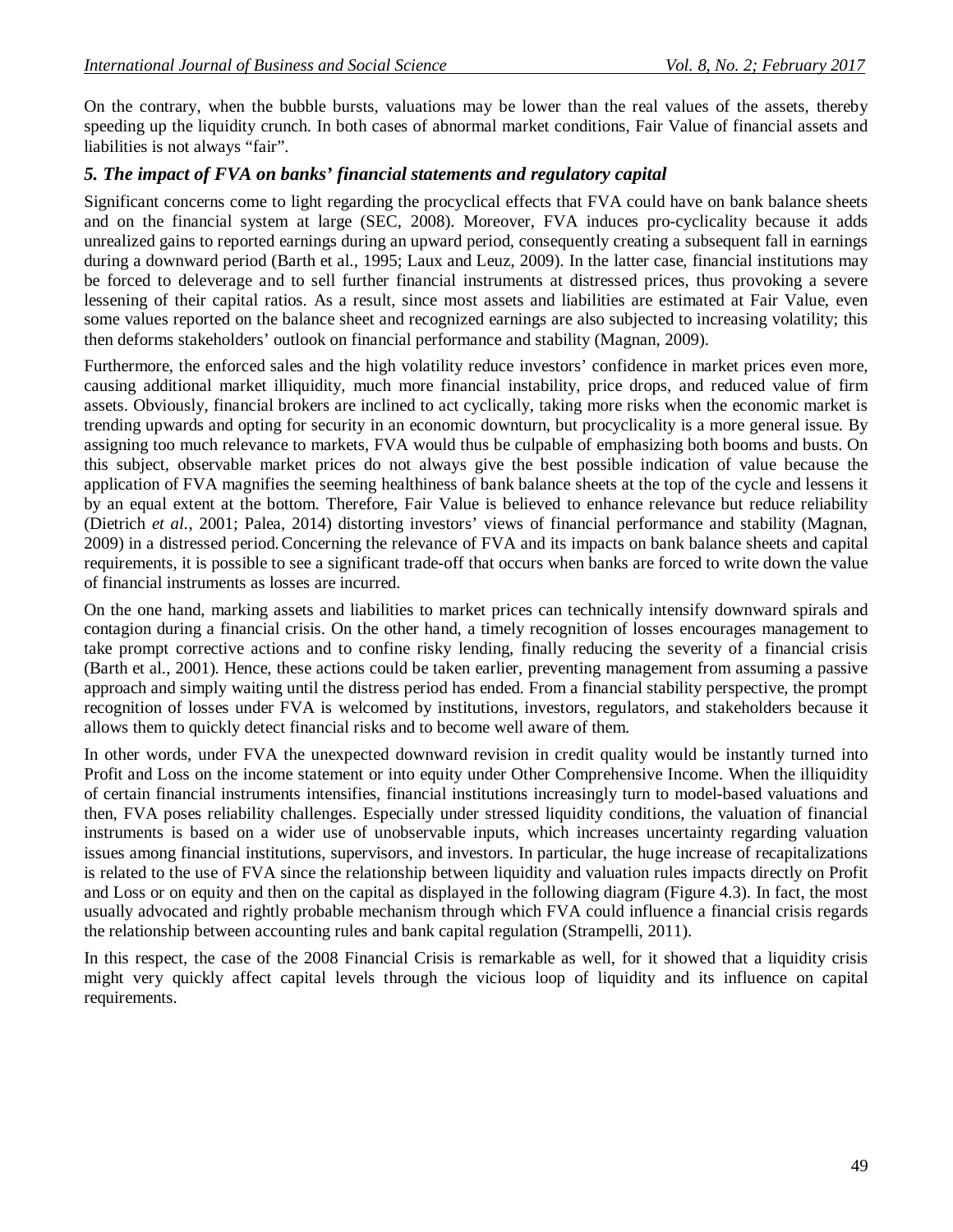On the contrary, when the bubble bursts, valuations may be lower than the real values of the assets, thereby speeding up the liquidity crunch. In both cases of abnormal market conditions, Fair Value of financial assets and liabilities is not always "fair".

### *5. The impact of FVA on banks' financial statements and regulatory capital*

Significant concerns come to light regarding the procyclical effects that FVA could have on bank balance sheets and on the financial system at large (SEC, 2008). Moreover, FVA induces pro-cyclicality because it adds unrealized gains to reported earnings during an upward period, consequently creating a subsequent fall in earnings during a downward period (Barth et al., 1995; Laux and Leuz, 2009). In the latter case, financial institutions may be forced to deleverage and to sell further financial instruments at distressed prices, thus provoking a severe lessening of their capital ratios. As a result, since most assets and liabilities are estimated at Fair Value, even some values reported on the balance sheet and recognized earnings are also subjected to increasing volatility; this then deforms stakeholders' outlook on financial performance and stability (Magnan, 2009).

Furthermore, the enforced sales and the high volatility reduce investors' confidence in market prices even more, causing additional market illiquidity, much more financial instability, price drops, and reduced value of firm assets. Obviously, financial brokers are inclined to act cyclically, taking more risks when the economic market is trending upwards and opting for security in an economic downturn, but procyclicality is a more general issue. By assigning too much relevance to markets, FVA would thus be culpable of emphasizing both booms and busts. On this subject, observable market prices do not always give the best possible indication of value because the application of FVA magnifies the seeming healthiness of bank balance sheets at the top of the cycle and lessens it by an equal extent at the bottom. Therefore, Fair Value is believed to enhance relevance but reduce reliability (Dietrich *et al.*, 2001; Palea, 2014) distorting investors' views of financial performance and stability (Magnan, 2009) in a distressed period. Concerning the relevance of FVA and its impacts on bank balance sheets and capital requirements, it is possible to see a significant trade-off that occurs when banks are forced to write down the value of financial instruments as losses are incurred.

On the one hand, marking assets and liabilities to market prices can technically intensify downward spirals and contagion during a financial crisis. On the other hand, a timely recognition of losses encourages management to take prompt corrective actions and to confine risky lending, finally reducing the severity of a financial crisis (Barth et al., 2001). Hence, these actions could be taken earlier, preventing management from assuming a passive approach and simply waiting until the distress period has ended. From a financial stability perspective, the prompt recognition of losses under FVA is welcomed by institutions, investors, regulators, and stakeholders because it allows them to quickly detect financial risks and to become well aware of them.

In other words, under FVA the unexpected downward revision in credit quality would be instantly turned into Profit and Loss on the income statement or into equity under Other Comprehensive Income. When the illiquidity of certain financial instruments intensifies, financial institutions increasingly turn to model-based valuations and then, FVA poses reliability challenges. Especially under stressed liquidity conditions, the valuation of financial instruments is based on a wider use of unobservable inputs, which increases uncertainty regarding valuation issues among financial institutions, supervisors, and investors. In particular, the huge increase of recapitalizations is related to the use of FVA since the relationship between liquidity and valuation rules impacts directly on Profit and Loss or on equity and then on the capital as displayed in the following diagram (Figure 4.3). In fact, the most usually advocated and rightly probable mechanism through which FVA could influence a financial crisis regards the relationship between accounting rules and bank capital regulation (Strampelli, 2011).

In this respect, the case of the 2008 Financial Crisis is remarkable as well, for it showed that a liquidity crisis might very quickly affect capital levels through the vicious loop of liquidity and its influence on capital requirements.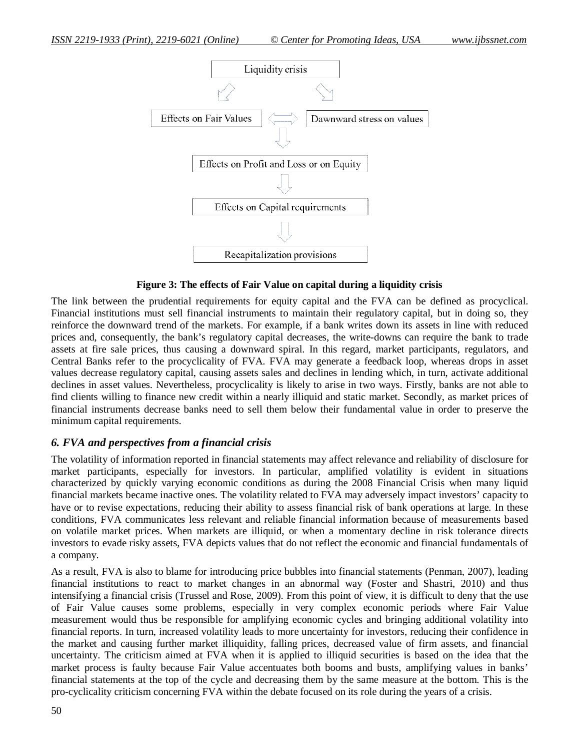Liquidity crisis

Effects on Fair Values ⟺ Dawnward stress on values

Effects on Profit and Loss or on Equity

Effects on Capital requirements

Recapitalization provisions

**Figure 3: The effects of Fair Value on capital during a liquidity crisis**

The link between the prudential requirements for equity capital and the FVA can be defined as procyclical. Financial institutions must sell financial instruments to maintain their regulatory capital, but in doing so, they reinforce the downward trend of the markets. For example, if a bank writes down its assets in line with reduced prices and, consequently, the bank's regulatory capital decreases, the write-downs can require the bank to trade assets at fire sale prices, thus causing a downward spiral. In this regard, market participants, regulators, and Central Banks refer to the procyclicality of FVA. FVA may generate a feedback loop, whereas drops in asset values decrease regulatory capital, causing assets sales and declines in lending which, in turn, activate additional declines in asset values. Nevertheless, procyclicality is likely to arise in two ways. Firstly, banks are not able to find clients willing to finance new credit within a nearly illiquid and static market. Secondly, as market prices of financial instruments decrease banks need to sell them below their fundamental value in order to preserve the minimum capital requirements.

## *6. FVA and perspectives from a financial crisis*

The volatility of information reported in financial statements may affect relevance and reliability of disclosure for market participants, especially for investors. In particular, amplified volatility is evident in situations characterized by quickly varying economic conditions as during the 2008 Financial Crisis when many liquid financial markets became inactive ones. The volatility related to FVA may adversely impact investors' capacity to have or to revise expectations, reducing their ability to assess financial risk of bank operations at large. In these conditions, FVA communicates less relevant and reliable financial information because of measurements based on volatile market prices. When markets are illiquid, or when a momentary decline in risk tolerance directs investors to evade risky assets, FVA depicts values that do not reflect the economic and financial fundamentals of a company.

As a result, FVA is also to blame for introducing price bubbles into financial statements (Penman, 2007), leading financial institutions to react to market changes in an abnormal way (Foster and Shastri, 2010) and thus intensifying a financial crisis (Trussel and Rose, 2009). From this point of view, it is difficult to deny that the use of Fair Value causes some problems, especially in very complex economic periods where Fair Value measurement would thus be responsible for amplifying economic cycles and bringing additional volatility into financial reports. In turn, increased volatility leads to more uncertainty for investors, reducing their confidence in the market and causing further market illiquidity, falling prices, decreased value of firm assets, and financial uncertainty. The criticism aimed at FVA when it is applied to illiquid securities is based on the idea that the market process is faulty because Fair Value accentuates both booms and busts, amplifying values in banks' financial statements at the top of the cycle and decreasing them by the same measure at the bottom. This is the pro-cyclicality criticism concerning FVA within the debate focused on its role during the years of a crisis.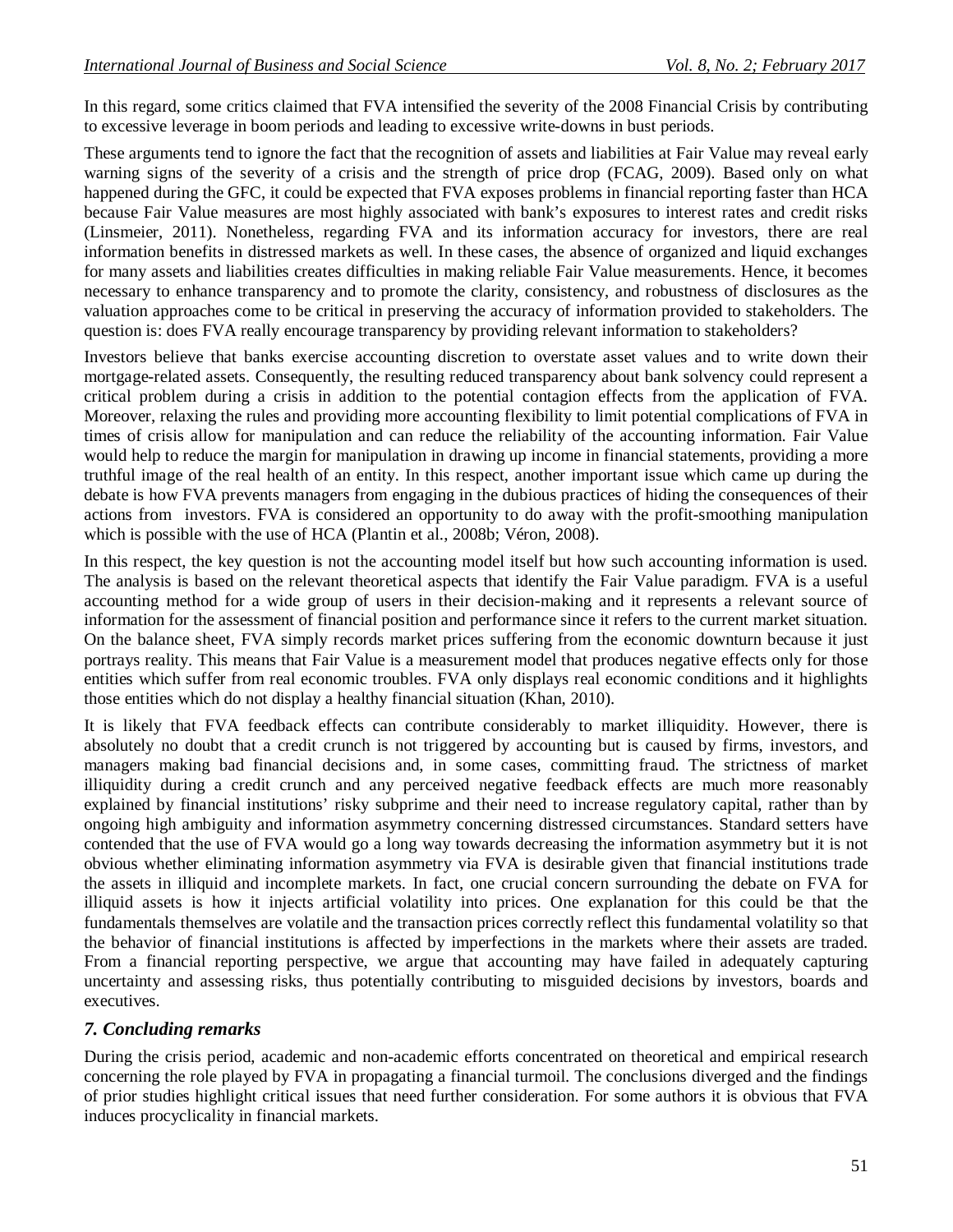In this regard, some critics claimed that FVA intensified the severity of the 2008 Financial Crisis by contributing to excessive leverage in boom periods and leading to excessive write-downs in bust periods.

These arguments tend to ignore the fact that the recognition of assets and liabilities at Fair Value may reveal early warning signs of the severity of a crisis and the strength of price drop (FCAG, 2009). Based only on what happened during the GFC, it could be expected that FVA exposes problems in financial reporting faster than HCA because Fair Value measures are most highly associated with bank's exposures to interest rates and credit risks (Linsmeier, 2011). Nonetheless, regarding FVA and its information accuracy for investors, there are real information benefits in distressed markets as well. In these cases, the absence of organized and liquid exchanges for many assets and liabilities creates difficulties in making reliable Fair Value measurements. Hence, it becomes necessary to enhance transparency and to promote the clarity, consistency, and robustness of disclosures as the valuation approaches come to be critical in preserving the accuracy of information provided to stakeholders. The question is: does FVA really encourage transparency by providing relevant information to stakeholders?

Investors believe that banks exercise accounting discretion to overstate asset values and to write down their mortgage-related assets. Consequently, the resulting reduced transparency about bank solvency could represent a critical problem during a crisis in addition to the potential contagion effects from the application of FVA. Moreover, relaxing the rules and providing more accounting flexibility to limit potential complications of FVA in times of crisis allow for manipulation and can reduce the reliability of the accounting information. Fair Value would help to reduce the margin for manipulation in drawing up income in financial statements, providing a more truthful image of the real health of an entity. In this respect, another important issue which came up during the debate is how FVA prevents managers from engaging in the dubious practices of hiding the consequences of their actions from investors. FVA is considered an opportunity to do away with the profit-smoothing manipulation which is possible with the use of HCA (Plantin et al., 2008b; Véron, 2008).

In this respect, the key question is not the accounting model itself but how such accounting information is used. The analysis is based on the relevant theoretical aspects that identify the Fair Value paradigm. FVA is a useful accounting method for a wide group of users in their decision-making and it represents a relevant source of information for the assessment of financial position and performance since it refers to the current market situation. On the balance sheet, FVA simply records market prices suffering from the economic downturn because it just portrays reality. This means that Fair Value is a measurement model that produces negative effects only for those entities which suffer from real economic troubles. FVA only displays real economic conditions and it highlights those entities which do not display a healthy financial situation (Khan, 2010).

It is likely that FVA feedback effects can contribute considerably to market illiquidity. However, there is absolutely no doubt that a credit crunch is not triggered by accounting but is caused by firms, investors, and managers making bad financial decisions and, in some cases, committing fraud. The strictness of market illiquidity during a credit crunch and any perceived negative feedback effects are much more reasonably explained by financial institutions' risky subprime and their need to increase regulatory capital, rather than by ongoing high ambiguity and information asymmetry concerning distressed circumstances. Standard setters have contended that the use of FVA would go a long way towards decreasing the information asymmetry but it is not obvious whether eliminating information asymmetry via FVA is desirable given that financial institutions trade the assets in illiquid and incomplete markets. In fact, one crucial concern surrounding the debate on FVA for illiquid assets is how it injects artificial volatility into prices. One explanation for this could be that the fundamentals themselves are volatile and the transaction prices correctly reflect this fundamental volatility so that the behavior of financial institutions is affected by imperfections in the markets where their assets are traded. From a financial reporting perspective, we argue that accounting may have failed in adequately capturing uncertainty and assessing risks, thus potentially contributing to misguided decisions by investors, boards and executives.

## *7. Concluding remarks*

During the crisis period, academic and non-academic efforts concentrated on theoretical and empirical research concerning the role played by FVA in propagating a financial turmoil. The conclusions diverged and the findings of prior studies highlight critical issues that need further consideration. For some authors it is obvious that FVA induces procyclicality in financial markets.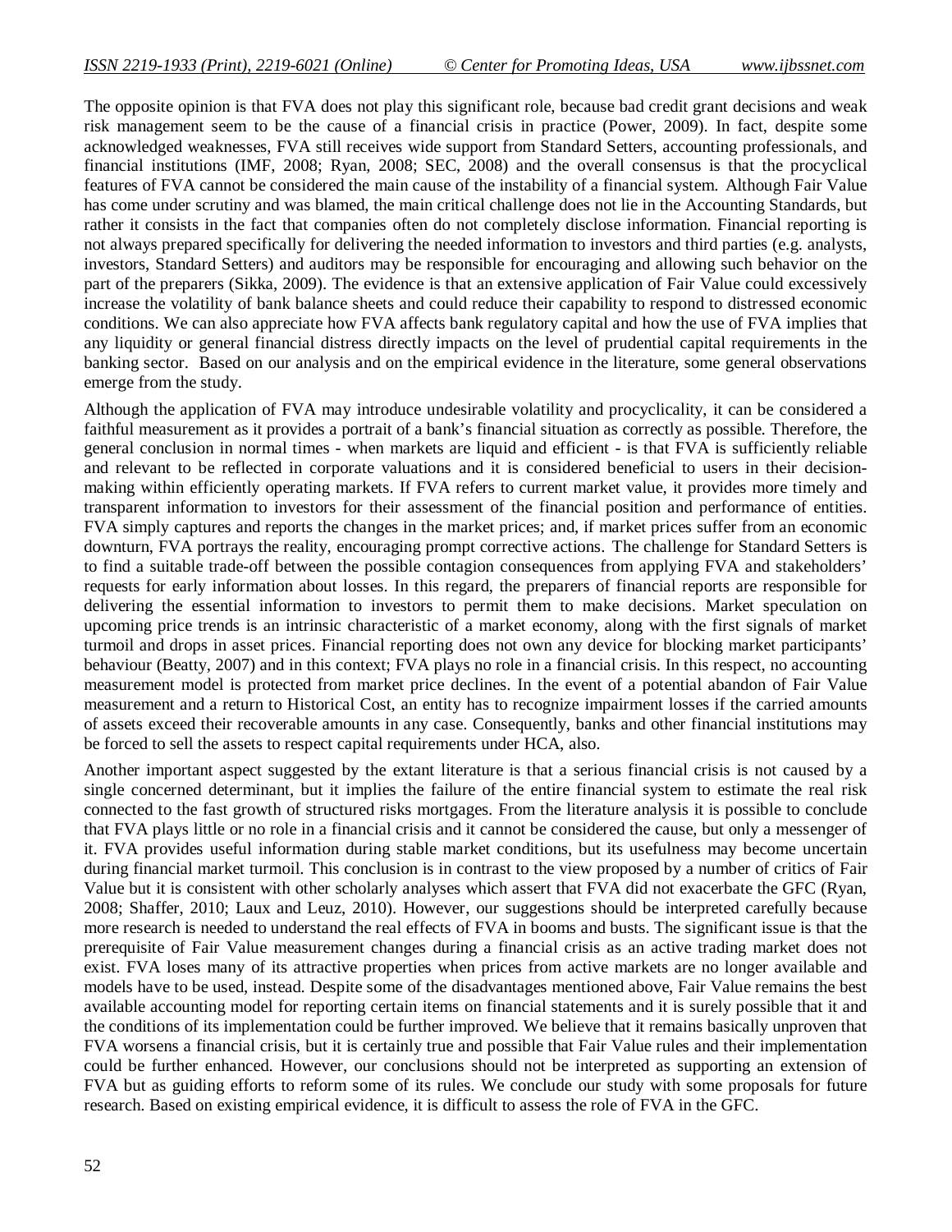The opposite opinion is that FVA does not play this significant role, because bad credit grant decisions and weak risk management seem to be the cause of a financial crisis in practice (Power, 2009). In fact, despite some acknowledged weaknesses, FVA still receives wide support from Standard Setters, accounting professionals, and financial institutions (IMF, 2008; Ryan, 2008; SEC, 2008) and the overall consensus is that the procyclical features of FVA cannot be considered the main cause of the instability of a financial system. Although Fair Value has come under scrutiny and was blamed, the main critical challenge does not lie in the Accounting Standards, but rather it consists in the fact that companies often do not completely disclose information. Financial reporting is not always prepared specifically for delivering the needed information to investors and third parties (e.g. analysts, investors, Standard Setters) and auditors may be responsible for encouraging and allowing such behavior on the part of the preparers (Sikka, 2009). The evidence is that an extensive application of Fair Value could excessively increase the volatility of bank balance sheets and could reduce their capability to respond to distressed economic conditions. We can also appreciate how FVA affects bank regulatory capital and how the use of FVA implies that any liquidity or general financial distress directly impacts on the level of prudential capital requirements in the banking sector. Based on our analysis and on the empirical evidence in the literature, some general observations emerge from the study.

Although the application of FVA may introduce undesirable volatility and procyclicality, it can be considered a faithful measurement as it provides a portrait of a bank's financial situation as correctly as possible. Therefore, the general conclusion in normal times - when markets are liquid and efficient - is that FVA is sufficiently reliable and relevant to be reflected in corporate valuations and it is considered beneficial to users in their decision-making within efficiently operating markets. If FVA refers to current market value, it provides more timely and transparent information to investors for their assessment of the financial position and performance of entities. FVA simply captures and reports the changes in the market prices; and, if market prices suffer from an economic downturn, FVA portrays the reality, encouraging prompt corrective actions. The challenge for Standard Setters is to find a suitable trade-off between the possible contagion consequences from applying FVA and stakeholders' requests for early information about losses. In this regard, the preparers of financial reports are responsible for delivering the essential information to investors to permit them to make decisions. Market speculation on upcoming price trends is an intrinsic characteristic of a market economy, along with the first signals of market turmoil and drops in asset prices. Financial reporting does not own any device for blocking market participants' behaviour (Beatty, 2007) and in this context; FVA plays no role in a financial crisis. In this respect, no accounting measurement model is protected from market price declines. In the event of a potential abandon of Fair Value measurement and a return to Historical Cost, an entity has to recognize impairment losses if the carried amounts of assets exceed their recoverable amounts in any case. Consequently, banks and other financial institutions may be forced to sell the assets to respect capital requirements under HCA, also.

Another important aspect suggested by the extant literature is that a serious financial crisis is not caused by a single concerned determinant, but it implies the failure of the entire financial system to estimate the real risk connected to the fast growth of structured risks mortgages. From the literature analysis it is possible to conclude that FVA plays little or no role in a financial crisis and it cannot be considered the cause, but only a messenger of it. FVA provides useful information during stable market conditions, but its usefulness may become uncertain during financial market turmoil. This conclusion is in contrast to the view proposed by a number of critics of Fair Value but it is consistent with other scholarly analyses which assert that FVA did not exacerbate the GFC (Ryan, 2008; Shaffer, 2010; Laux and Leuz, 2010). However, our suggestions should be interpreted carefully because more research is needed to understand the real effects of FVA in booms and busts. The significant issue is that the prerequisite of Fair Value measurement changes during a financial crisis as an active trading market does not exist. FVA loses many of its attractive properties when prices from active markets are no longer available and models have to be used, instead. Despite some of the disadvantages mentioned above, Fair Value remains the best available accounting model for reporting certain items on financial statements and it is surely possible that it and the conditions of its implementation could be further improved. We believe that it remains basically unproven that FVA worsens a financial crisis, but it is certainly true and possible that Fair Value rules and their implementation could be further enhanced. However, our conclusions should not be interpreted as supporting an extension of FVA but as guiding efforts to reform some of its rules. We conclude our study with some proposals for future research. Based on existing empirical evidence, it is difficult to assess the role of FVA in the GFC.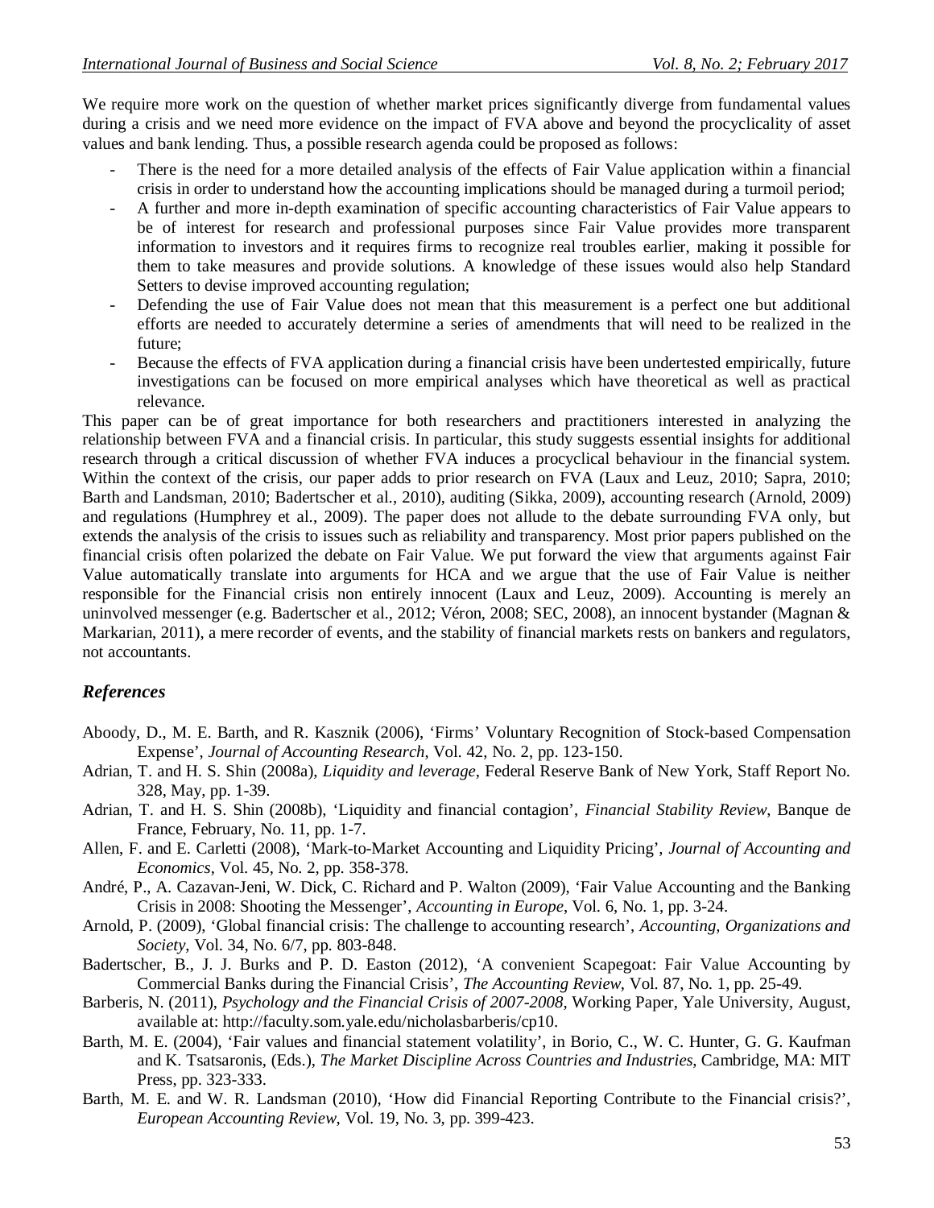We require more work on the question of whether market prices significantly diverge from fundamental values during a crisis and we need more evidence on the impact of FVA above and beyond the procyclicality of asset values and bank lending. Thus, a possible research agenda could be proposed as follows:

- There is the need for a more detailed analysis of the effects of Fair Value application within a financial crisis in order to understand how the accounting implications should be managed during a turmoil period;
- A further and more in-depth examination of specific accounting characteristics of Fair Value appears to be of interest for research and professional purposes since Fair Value provides more transparent information to investors and it requires firms to recognize real troubles earlier, making it possible for them to take measures and provide solutions. A knowledge of these issues would also help Standard Setters to devise improved accounting regulation;
- Defending the use of Fair Value does not mean that this measurement is a perfect one but additional efforts are needed to accurately determine a series of amendments that will need to be realized in the future;
- Because the effects of FVA application during a financial crisis have been undertested empirically, future investigations can be focused on more empirical analyses which have theoretical as well as practical relevance.

This paper can be of great importance for both researchers and practitioners interested in analyzing the relationship between FVA and a financial crisis. In particular, this study suggests essential insights for additional research through a critical discussion of whether FVA induces a procyclical behaviour in the financial system. Within the context of the crisis, our paper adds to prior research on FVA (Laux and Leuz, 2010; Sapra, 2010; Barth and Landsman, 2010; Badertscher et al., 2010), auditing (Sikka, 2009), accounting research (Arnold, 2009) and regulations (Humphrey et al., 2009). The paper does not allude to the debate surrounding FVA only, but extends the analysis of the crisis to issues such as reliability and transparency. Most prior papers published on the financial crisis often polarized the debate on Fair Value. We put forward the view that arguments against Fair Value automatically translate into arguments for HCA and we argue that the use of Fair Value is neither responsible for the Financial crisis non entirely innocent (Laux and Leuz, 2009). Accounting is merely an uninvolved messenger (e.g. Badertscher et al., 2012; Véron, 2008; SEC, 2008), an innocent bystander (Magnan & Markarian, 2011), a mere recorder of events, and the stability of financial markets rests on bankers and regulators, not accountants.

## *References*

Aboody, D., M. E. Barth, and R. Kasznik (2006), 'Firms' Voluntary Recognition of Stock-based Compensation Expense', *Journal of Accounting Research*, Vol. 42, No. 2, pp. 123-150.

Adrian, T. and H. S. Shin (2008a), *Liquidity and leverage*, Federal Reserve Bank of New York, Staff Report No. 328, May, pp. 1-39.

Adrian, T. and H. S. Shin (2008b), 'Liquidity and financial contagion', *Financial Stability Review*, Banque de France, February, No. 11, pp. 1-7.

Allen, F. and E. Carletti (2008), 'Mark-to-Market Accounting and Liquidity Pricing', *Journal of Accounting and Economics*, Vol. 45, No. 2, pp. 358-378.

André, P., A. Cazavan-Jeni, W. Dick, C. Richard and P. Walton (2009), 'Fair Value Accounting and the Banking Crisis in 2008: Shooting the Messenger', *Accounting in Europe*, Vol. 6, No. 1, pp. 3-24.

Arnold, P. (2009), 'Global financial crisis: The challenge to accounting research', *Accounting, Organizations and Society*, Vol. 34, No. 6/7, pp. 803-848.

Badertscher, B., J. J. Burks and P. D. Easton (2012), 'A convenient Scapegoat: Fair Value Accounting by Commercial Banks during the Financial Crisis', *The Accounting Review*, Vol. 87, No. 1, pp. 25-49.

Barberis, N. (2011), *Psychology and the Financial Crisis of 2007-2008*, Working Paper, Yale University, August, available at: http://faculty.som.yale.edu/nicholasbarberis/cp10.

Barth, M. E. (2004), 'Fair values and financial statement volatility', in Borio, C., W. C. Hunter, G. G. Kaufman and K. Tsatsaronis, (Eds.), *The Market Discipline Across Countries and Industries*, Cambridge, MA: MIT Press, pp. 323-333.

Barth, M. E. and W. R. Landsman (2010), 'How did Financial Reporting Contribute to the Financial crisis?', *European Accounting Review*, Vol. 19, No. 3, pp. 399-423.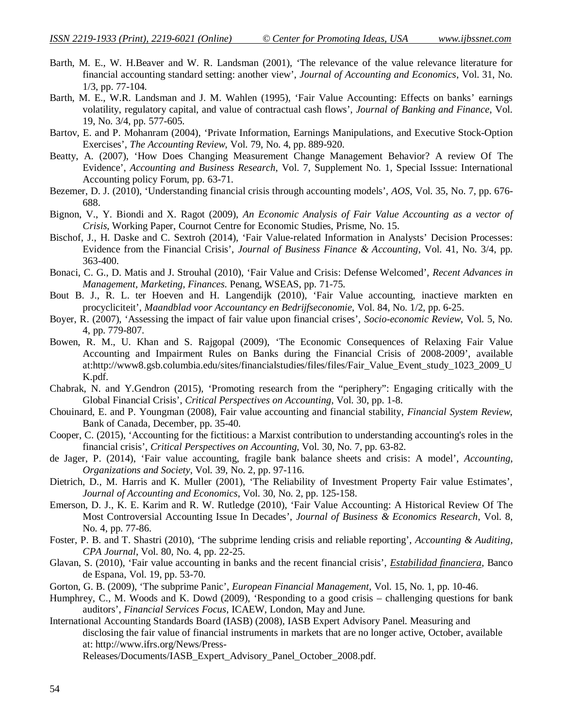Barth, M. E., W. H.Beaver and W. R. Landsman (2001), 'The relevance of the value relevance literature for financial accounting standard setting: another view', *Journal of Accounting and Economics*, Vol. 31, No. 1/3, pp. 77-104.

Barth, M. E., W.R. Landsman and J. M. Wahlen (1995), 'Fair Value Accounting: Effects on banks' earnings volatility, regulatory capital, and value of contractual cash flows', *Journal of Banking and Finance*, Vol. 19, No. 3/4, pp. 577-605.

Bartov, E. and P. Mohanram (2004), 'Private Information, Earnings Manipulations, and Executive Stock-Option Exercises', *The Accounting Review*, Vol. 79, No. 4, pp. 889-920.

Beatty, A. (2007), 'How Does Changing Measurement Change Management Behavior? A review Of The Evidence', *Accounting and Business Research*, Vol. 7, Supplement No. 1, Special Isssue: International Accounting policy Forum, pp. 63-71.

Bezemer, D. J. (2010), 'Understanding financial crisis through accounting models', *AOS*, Vol. 35, No. 7, pp. 676-688.

Bignon, V., Y. Biondi and X. Ragot (2009), *An Economic Analysis of Fair Value Accounting as a vector of Crisis*, Working Paper, Cournot Centre for Economic Studies, Prisme, No. 15.

Bischof, J., H. Daske and C. Sextroh (2014), 'Fair Value-related Information in Analysts' Decision Processes: Evidence from the Financial Crisis', *Journal of Business Finance & Accounting*, Vol. 41, No. 3/4, pp. 363-400.

Bonaci, C. G., D. Matis and J. Strouhal (2010), 'Fair Value and Crisis: Defense Welcomed', *Recent Advances in Management, Marketing, Finances.* Penang, WSEAS, pp. 71-75.

Bout B. J., R. L. ter Hoeven and H. Langendijk (2010), 'Fair Value accounting, inactieve markten en procycliciteit', *Maandblad voor Accountancy en Bedrijfseconomie*, Vol. 84, No. 1/2, pp. 6-25.

Boyer, R. (2007), 'Assessing the impact of fair value upon financial crises', *Socio-economic Review*, Vol. 5, No. 4, pp. 779-807.

Bowen, R. M., U. Khan and S. Rajgopal (2009), 'The Economic Consequences of Relaxing Fair Value Accounting and Impairment Rules on Banks during the Financial Crisis of 2008-2009', available at:http://www8.gsb.columbia.edu/sites/financialstudies/files/files/Fair_Value_Event_study_1023_2009_UK.pdf.

Chabrak, N. and Y.Gendron (2015), 'Promoting research from the "periphery": Engaging critically with the Global Financial Crisis', *Critical Perspectives on Accounting*, Vol. 30, pp. 1-8.

Chouinard, E. and P. Youngman (2008), Fair value accounting and financial stability, *Financial System Review*, Bank of Canada, December, pp. 35-40.

Cooper, C. (2015), 'Accounting for the fictitious: a Marxist contribution to understanding accounting's roles in the financial crisis', *Critical Perspectives on Accounting*, Vol. 30, No. 7, pp. 63-82.

de Jager, P. (2014), 'Fair value accounting, fragile bank balance sheets and crisis: A model', *Accounting, Organizations and Society*, Vol. 39, No. 2, pp. 97-116.

Dietrich, D., M. Harris and K. Muller (2001), 'The Reliability of Investment Property Fair value Estimates', *Journal of Accounting and Economics*, Vol. 30, No. 2, pp. 125-158.

Emerson, D. J., K. E. Karim and R. W. Rutledge (2010), 'Fair Value Accounting: A Historical Review Of The Most Controversial Accounting Issue In Decades', *Journal of Business & Economics Research*, Vol. 8, No. 4, pp. 77-86.

Foster, P. B. and T. Shastri (2010), 'The subprime lending crisis and reliable reporting', *Accounting & Auditing, CPA Journal*, Vol. 80, No. 4, pp. 22-25.

Glavan, S. (2010), 'Fair value accounting in banks and the recent financial crisis', *Estabilidad financiera*, Banco de Espana, Vol. 19, pp. 53-70.

Gorton, G. B. (2009), 'The subprime Panic', *European Financial Management*, Vol. 15, No. 1, pp. 10-46.

Humphrey, C., M. Woods and K. Dowd (2009), 'Responding to a good crisis – challenging questions for bank auditors', *Financial Services Focus*, ICAEW, London, May and June.

International Accounting Standards Board (IASB) (2008), IASB Expert Advisory Panel. Measuring and disclosing the fair value of financial instruments in markets that are no longer active, October, available at: http://www.ifrs.org/News/Press-Releases/Documents/IASB_Expert_Advisory_Panel_October_2008.pdf.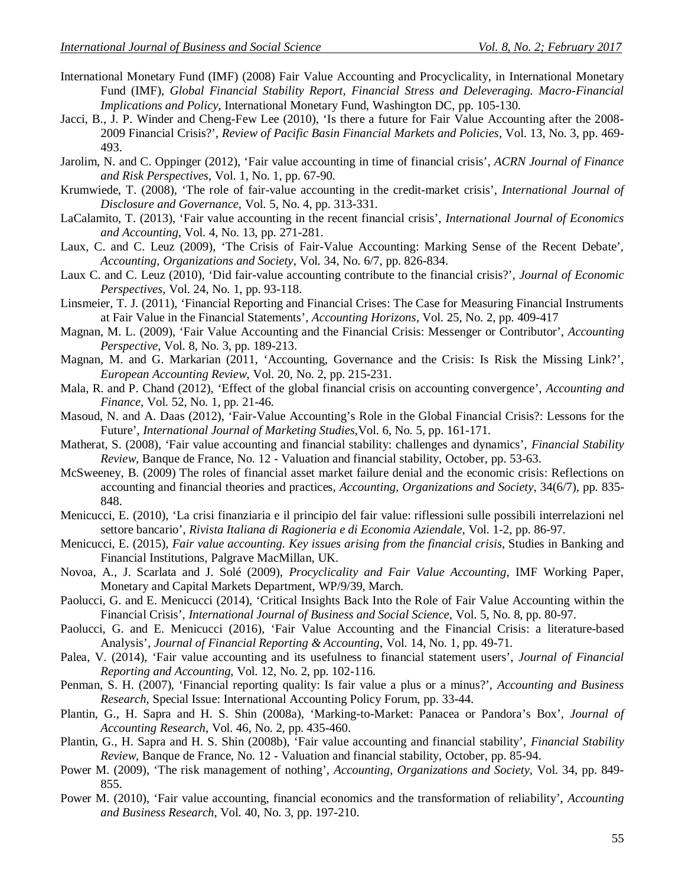International Monetary Fund (IMF) (2008) Fair Value Accounting and Procyclicality, in International Monetary Fund (IMF), *Global Financial Stability Report, Financial Stress and Deleveraging. Macro-Financial Implications and Policy*, International Monetary Fund, Washington DC, pp. 105-130.

Jacci, B., J. P. Winder and Cheng-Few Lee (2010), 'Is there a future for Fair Value Accounting after the 2008-2009 Financial Crisis?', *Review of Pacific Basin Financial Markets and Policies*, Vol. 13, No. 3, pp. 469-493.

Jarolim, N. and C. Oppinger (2012), 'Fair value accounting in time of financial crisis', *ACRN Journal of Finance and Risk Perspectives*, Vol. 1, No. 1, pp. 67-90.

Krumwiede, T. (2008), 'The role of fair-value accounting in the credit-market crisis', *International Journal of Disclosure and Governance*, Vol. 5, No. 4, pp. 313-331.

LaCalamito, T. (2013), 'Fair value accounting in the recent financial crisis', *International Journal of Economics and Accounting*, Vol. 4, No. 13, pp. 271-281.

Laux, C. and C. Leuz (2009), 'The Crisis of Fair-Value Accounting: Marking Sense of the Recent Debate', *Accounting, Organizations and Society*, Vol. 34, No. 6/7, pp. 826-834.

Laux C. and C. Leuz (2010), 'Did fair-value accounting contribute to the financial crisis?', *Journal of Economic Perspectives*, Vol. 24, No. 1, pp. 93-118.

Linsmeier, T. J. (2011), 'Financial Reporting and Financial Crises: The Case for Measuring Financial Instruments at Fair Value in the Financial Statements', *Accounting Horizons*, Vol. 25, No. 2, pp. 409-417

Magnan, M. L. (2009), 'Fair Value Accounting and the Financial Crisis: Messenger or Contributor', *Accounting Perspective*, Vol. 8, No. 3, pp. 189-213.

Magnan, M. and G. Markarian (2011, 'Accounting, Governance and the Crisis: Is Risk the Missing Link?', *European Accounting Review*, Vol. 20, No. 2, pp. 215-231.

Mala, R. and P. Chand (2012), 'Effect of the global financial crisis on accounting convergence', *Accounting and Finance*, Vol. 52, No. 1, pp. 21-46.

Masoud, N. and A. Daas (2012), 'Fair-Value Accounting's Role in the Global Financial Crisis?: Lessons for the Future', *International Journal of Marketing Studies*,Vol. 6, No. 5, pp. 161-171.

Matherat, S. (2008), 'Fair value accounting and financial stability: challenges and dynamics', *Financial Stability Review*, Banque de France, No. 12 - Valuation and financial stability, October, pp. 53-63.

McSweeney, B. (2009) The roles of financial asset market failure denial and the economic crisis: Reflections on accounting and financial theories and practices, *Accounting, Organizations and Society*, 34(6/7), pp. 835-848.

Menicucci, E. (2010), 'La crisi finanziaria e il principio del fair value: riflessioni sulle possibili interrelazioni nel settore bancario', *Rivista Italiana di Ragioneria e di Economia Aziendale*, Vol. 1-2, pp. 86-97.

Menicucci, E. (2015), *Fair value accounting. Key issues arising from the financial crisis*, Studies in Banking and Financial Institutions, Palgrave MacMillan, UK.

Novoa, A., J. Scarlata and J. Solé (2009), *Procyclicality and Fair Value Accounting*, IMF Working Paper, Monetary and Capital Markets Department, WP/9/39, March.

Paolucci, G. and E. Menicucci (2014), 'Critical Insights Back Into the Role of Fair Value Accounting within the Financial Crisis', *International Journal of Business and Social Science*, Vol. 5, No. 8, pp. 80-97.

Paolucci, G. and E. Menicucci (2016), 'Fair Value Accounting and the Financial Crisis: a literature-based Analysis', *Journal of Financial Reporting & Accounting*, Vol. 14, No. 1, pp. 49-71.

Palea, V. (2014), 'Fair value accounting and its usefulness to financial statement users', *Journal of Financial Reporting and Accounting*, Vol. 12, No. 2, pp. 102-116.

Penman, S. H. (2007), 'Financial reporting quality: Is fair value a plus or a minus?', *Accounting and Business Research*, Special Issue: International Accounting Policy Forum, pp. 33-44.

Plantin, G., H. Sapra and H. S. Shin (2008a), 'Marking-to-Market: Panacea or Pandora's Box', *Journal of Accounting Research*, Vol. 46, No. 2, pp. 435-460.

Plantin, G., H. Sapra and H. S. Shin (2008b), 'Fair value accounting and financial stability', *Financial Stability Review*, Banque de France, No. 12 - Valuation and financial stability, October, pp. 85-94.

Power M. (2009), 'The risk management of nothing', *Accounting, Organizations and Society*, Vol. 34, pp. 849-855.

Power M. (2010), 'Fair value accounting, financial economics and the transformation of reliability', *Accounting and Business Research*, Vol. 40, No. 3, pp. 197-210.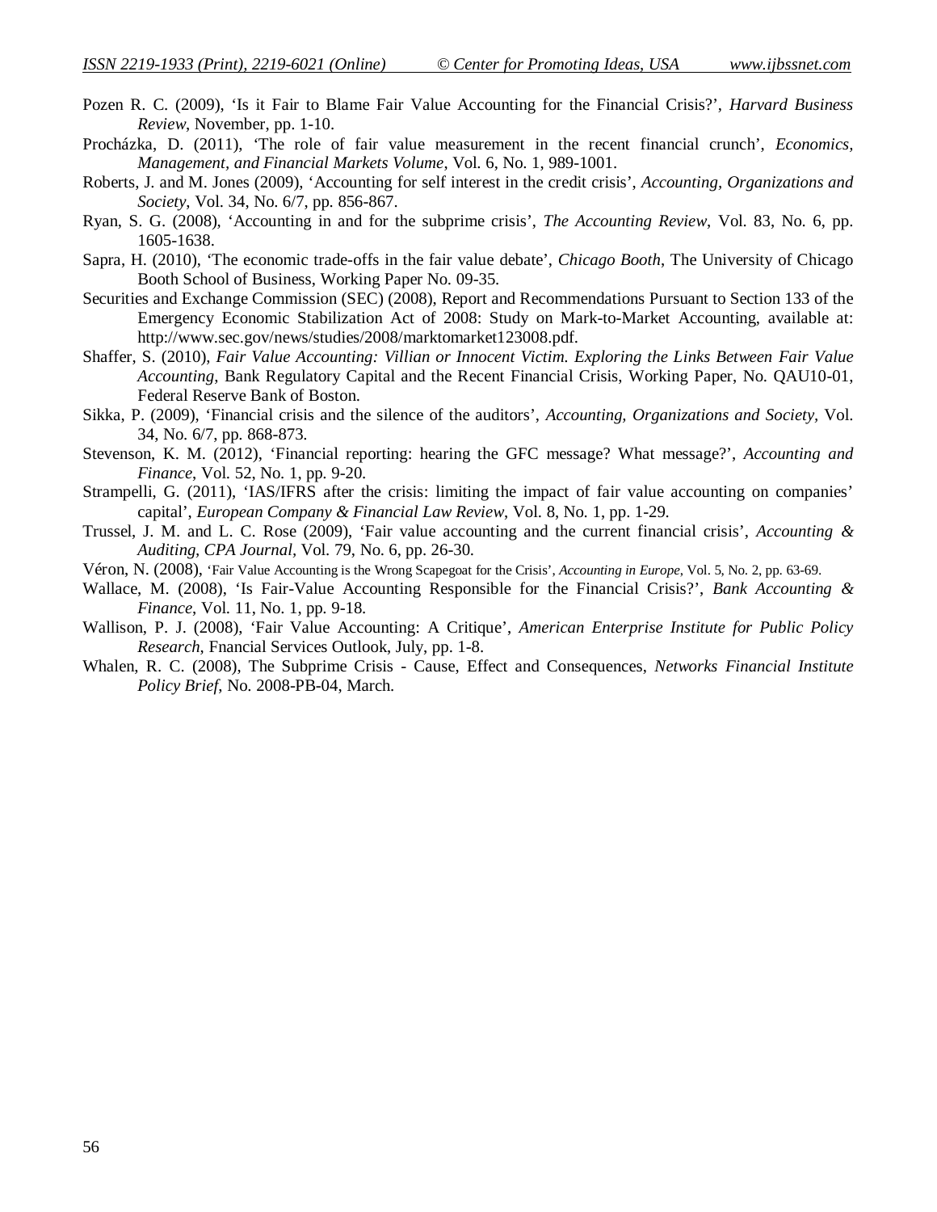Pozen R. C. (2009), 'Is it Fair to Blame Fair Value Accounting for the Financial Crisis?', *Harvard Business Review*, November, pp. 1-10.

Procházka, D. (2011), 'The role of fair value measurement in the recent financial crunch', *Economics, Management, and Financial Markets Volume*, Vol. 6, No. 1, 989-1001.

Roberts, J. and M. Jones (2009), 'Accounting for self interest in the credit crisis', *Accounting, Organizations and Society*, Vol. 34, No. 6/7, pp. 856-867.

Ryan, S. G. (2008), 'Accounting in and for the subprime crisis', *The Accounting Review*, Vol. 83, No. 6, pp. 1605-1638.

Sapra, H. (2010), 'The economic trade-offs in the fair value debate', *Chicago Booth*, The University of Chicago Booth School of Business, Working Paper No. 09-35.

Securities and Exchange Commission (SEC) (2008), Report and Recommendations Pursuant to Section 133 of the Emergency Economic Stabilization Act of 2008: Study on Mark-to-Market Accounting, available at: http://www.sec.gov/news/studies/2008/marktomarket123008.pdf.

Shaffer, S. (2010), *Fair Value Accounting: Villian or Innocent Victim. Exploring the Links Between Fair Value Accounting*, Bank Regulatory Capital and the Recent Financial Crisis, Working Paper, No. QAU10-01, Federal Reserve Bank of Boston.

Sikka, P. (2009), 'Financial crisis and the silence of the auditors', *Accounting, Organizations and Society*, Vol. 34, No. 6/7, pp. 868-873.

Stevenson, K. M. (2012), 'Financial reporting: hearing the GFC message? What message?', *Accounting and Finance*, Vol. 52, No. 1, pp. 9-20.

Strampelli, G. (2011), 'IAS/IFRS after the crisis: limiting the impact of fair value accounting on companies' capital', *European Company & Financial Law Review*, Vol. 8, No. 1, pp. 1-29.

Trussel, J. M. and L. C. Rose (2009), 'Fair value accounting and the current financial crisis', *Accounting & Auditing, CPA Journal*, Vol. 79, No. 6, pp. 26-30.

Véron, N. (2008), 'Fair Value Accounting is the Wrong Scapegoat for the Crisis', *Accounting in Europe*, Vol. 5, No. 2, pp. 63-69.

Wallace, M. (2008), 'Is Fair-Value Accounting Responsible for the Financial Crisis?', *Bank Accounting & Finance*, Vol. 11, No. 1, pp. 9-18.

Wallison, P. J. (2008), 'Fair Value Accounting: A Critique', *American Enterprise Institute for Public Policy Research*, Fnancial Services Outlook, July, pp. 1-8.

Whalen, R. C. (2008), The Subprime Crisis - Cause, Effect and Consequences, *Networks Financial Institute Policy Brief*, No. 2008-PB-04, March.